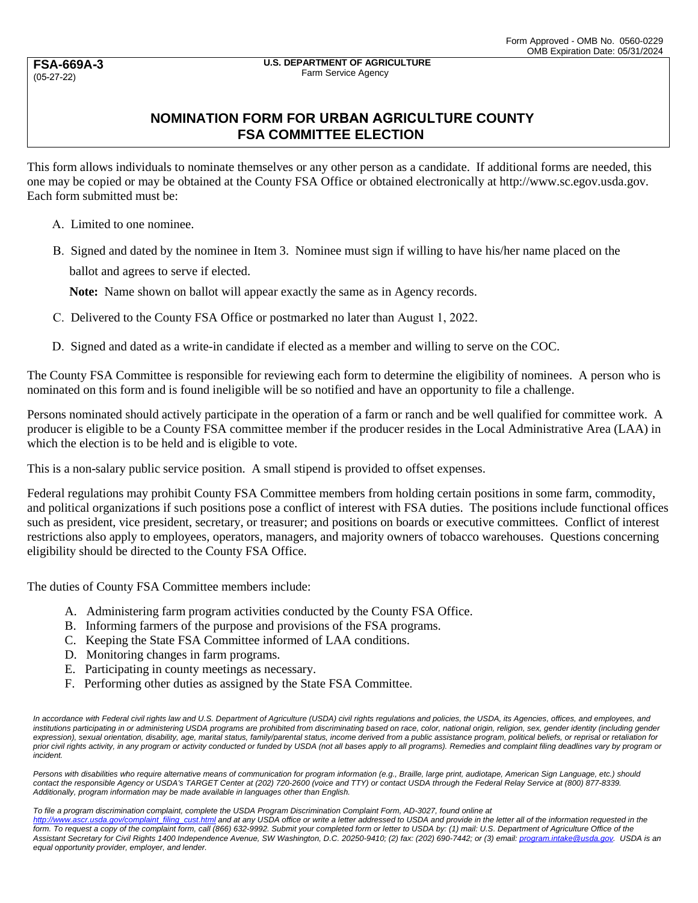Form Approved - OMB No. 0560-0229
OMB Expiration Date: 05/31/2024

**FSA-669A-3**
(05-27-22)

**U.S. DEPARTMENT OF AGRICULTURE**
Farm Service Agency

# NOMINATION FORM FOR URBAN AGRICULTURE COUNTY FSA COMMITTEE ELECTION

This form allows individuals to nominate themselves or any other person as a candidate. If additional forms are needed, this one may be copied or may be obtained at the County FSA Office or obtained electronically at http://www.sc.egov.usda.gov. Each form submitted must be:

A. Limited to one nominee.

B. Signed and dated by the nominee in Item 3. Nominee must sign if willing to have his/her name placed on the ballot and agrees to serve if elected.

**Note:** Name shown on ballot will appear exactly the same as in Agency records.

C. Delivered to the County FSA Office or postmarked no later than August 1, 2022.

D. Signed and dated as a write-in candidate if elected as a member and willing to serve on the COC.

The County FSA Committee is responsible for reviewing each form to determine the eligibility of nominees. A person who is nominated on this form and is found ineligible will be so notified and have an opportunity to file a challenge.

Persons nominated should actively participate in the operation of a farm or ranch and be well qualified for committee work. A producer is eligible to be a County FSA committee member if the producer resides in the Local Administrative Area (LAA) in which the election is to be held and is eligible to vote.

This is a non-salary public service position. A small stipend is provided to offset expenses.

Federal regulations may prohibit County FSA Committee members from holding certain positions in some farm, commodity, and political organizations if such positions pose a conflict of interest with FSA duties. The positions include functional offices such as president, vice president, secretary, or treasurer; and positions on boards or executive committees. Conflict of interest restrictions also apply to employees, operators, managers, and majority owners of tobacco warehouses. Questions concerning eligibility should be directed to the County FSA Office.

The duties of County FSA Committee members include:

A. Administering farm program activities conducted by the County FSA Office.
B. Informing farmers of the purpose and provisions of the FSA programs.
C. Keeping the State FSA Committee informed of LAA conditions.
D. Monitoring changes in farm programs.
E. Participating in county meetings as necessary.
F. Performing other duties as assigned by the State FSA Committee.

*In accordance with Federal civil rights law and U.S. Department of Agriculture (USDA) civil rights regulations and policies, the USDA, its Agencies, offices, and employees, and institutions participating in or administering USDA programs are prohibited from discriminating based on race, color, national origin, religion, sex, gender identity (including gender expression), sexual orientation, disability, age, marital status, family/parental status, income derived from a public assistance program, political beliefs, or reprisal or retaliation for prior civil rights activity, in any program or activity conducted or funded by USDA (not all bases apply to all programs). Remedies and complaint filing deadlines vary by program or incident.*

*Persons with disabilities who require alternative means of communication for program information (e.g., Braille, large print, audiotape, American Sign Language, etc.) should contact the responsible Agency or USDA's TARGET Center at (202) 720-2600 (voice and TTY) or contact USDA through the Federal Relay Service at (800) 877-8339. Additionally, program information may be made available in languages other than English.*

*To file a program discrimination complaint, complete the USDA Program Discrimination Complaint Form, AD-3027, found online at http://www.ascr.usda.gov/complaint_filing_cust.html and at any USDA office or write a letter addressed to USDA and provide in the letter all of the information requested in the form. To request a copy of the complaint form, call (866) 632-9992. Submit your completed form or letter to USDA by: (1) mail: U.S. Department of Agriculture Office of the Assistant Secretary for Civil Rights 1400 Independence Avenue, SW Washington, D.C. 20250-9410; (2) fax: (202) 690-7442; or (3) email: program.intake@usda.gov. USDA is an equal opportunity provider, employer, and lender.*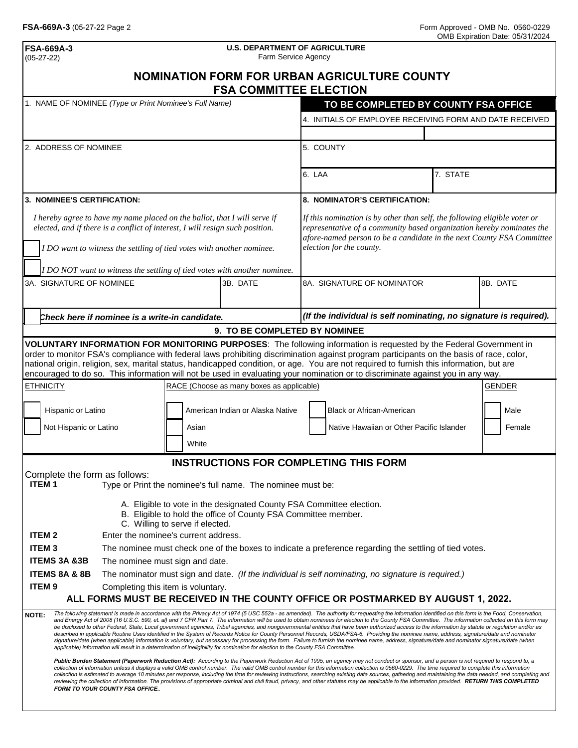FSA-669A-3
(05-27-22)

U.S. DEPARTMENT OF AGRICULTURE
Farm Service Agency

Form Approved - OMB No. 0560-0229
OMB Expiration Date: 05/31/2024

# NOMINATION FORM FOR URBAN AGRICULTURE COUNTY FSA COMMITTEE ELECTION

1. NAME OF NOMINEE *(Type or Print Nominee's Full Name)*

2. ADDRESS OF NOMINEE

**TO BE COMPLETED BY COUNTY FSA OFFICE**

4. INITIALS OF EMPLOYEE RECEIVING FORM AND DATE RECEIVED

5. COUNTY

6. LAA

7. STATE

**3. NOMINEE'S CERTIFICATION:**

*I hereby agree to have my name placed on the ballot, that I will serve if elected, and if there is a conflict of interest, I will resign such position.*

☐ *I DO want to witness the settling of tied votes with another nominee.*

☐ *I DO NOT want to witness the settling of tied votes with another nominee.*

3A. SIGNATURE OF NOMINEE

3B. DATE

☐ ***Check here if nominee is a write-in candidate.***

**8. NOMINATOR'S CERTIFICATION:**

*If this nomination is by other than self, the following eligible voter or representative of a community based organization hereby nominates the afore-named person to be a candidate in the next County FSA Committee election for the county.*

8A. SIGNATURE OF NOMINATOR

8B. DATE

***(If the individual is self nominating, no signature is required).***

**9. TO BE COMPLETED BY NOMINEE**

**VOLUNTARY INFORMATION FOR MONITORING PURPOSES**: The following information is requested by the Federal Government in order to monitor FSA's compliance with federal laws prohibiting discrimination against program participants on the basis of race, color, national origin, religion, sex, marital status, handicapped condition, or age. You are not required to furnish this information, but are encouraged to do so. This information will not be used in evaluating your nomination or to discriminate against you in any way.

| ETHNICITY | RACE (Choose as many boxes as applicable) | | GENDER |
|---|---|---|---|
| ☐ Hispanic or Latino | ☐ American Indian or Alaska Native | ☐ Black or African-American | ☐ Male |
| ☐ Not Hispanic or Latino | ☐ Asian | ☐ Native Hawaiian or Other Pacific Islander | ☐ Female |
| | ☐ White | | |

## INSTRUCTIONS FOR COMPLETING THIS FORM

Complete the form as follows:

**ITEM 1** Type or Print the nominee's full name. The nominee must be:

A. Eligible to vote in the designated County FSA Committee election.
B. Eligible to hold the office of County FSA Committee member.
C. Willing to serve if elected.

**ITEM 2** Enter the nominee's current address.

**ITEM 3** The nominee must check one of the boxes to indicate a preference regarding the settling of tied votes.

**ITEMS 3A &3B** The nominee must sign and date.

**ITEMS 8A & 8B** The nominator must sign and date. *(If the individual is self nominating, no signature is required.)*

**ITEM 9** Completing this item is voluntary.

**ALL FORMS MUST BE RECEIVED IN THE COUNTY OFFICE OR POSTMARKED BY AUGUST 1, 2022.**

**NOTE:** *The following statement is made in accordance with the Privacy Act of 1974 (5 USC 552a - as amended). The authority for requesting the information identified on this form is the Food, Conservation, and Energy Act of 2008 (16 U.S.C. 590, et. al) and 7 CFR Part 7. The information will be used to obtain nominees for election to the County FSA Committee. The information collected on this form may be disclosed to other Federal, State, Local government agencies, Tribal agencies, and nongovernmental entities that have been authorized access to the information by statute or regulation and/or as described in applicable Routine Uses identified in the System of Records Notice for County Personnel Records, USDA/FSA-6. Providing the nominee name, address, signature/date and nominator signature/date (when applicable) information is voluntary, but necessary for processing the form. Failure to furnish the nominee name, address, signature/date and nominator signature/date (when applicable) information will result in a determination of ineligibility for nomination for election to the County FSA Committee.*

***Public Burden Statement (Paperwork Reduction Act):*** *According to the Paperwork Reduction Act of 1995, an agency may not conduct or sponsor, and a person is not required to respond to, a collection of information unless it displays a valid OMB control number. The valid OMB control number for this information collection is 0560-0229. The time required to complete this information collection is estimated to average 10 minutes per response, including the time for reviewing instructions, searching existing data sources, gathering and maintaining the data needed, and completing and reviewing the collection of information. The provisions of appropriate criminal and civil fraud, privacy, and other statutes may be applicable to the information provided.* ***RETURN THIS COMPLETED FORM TO YOUR COUNTY FSA OFFICE.***